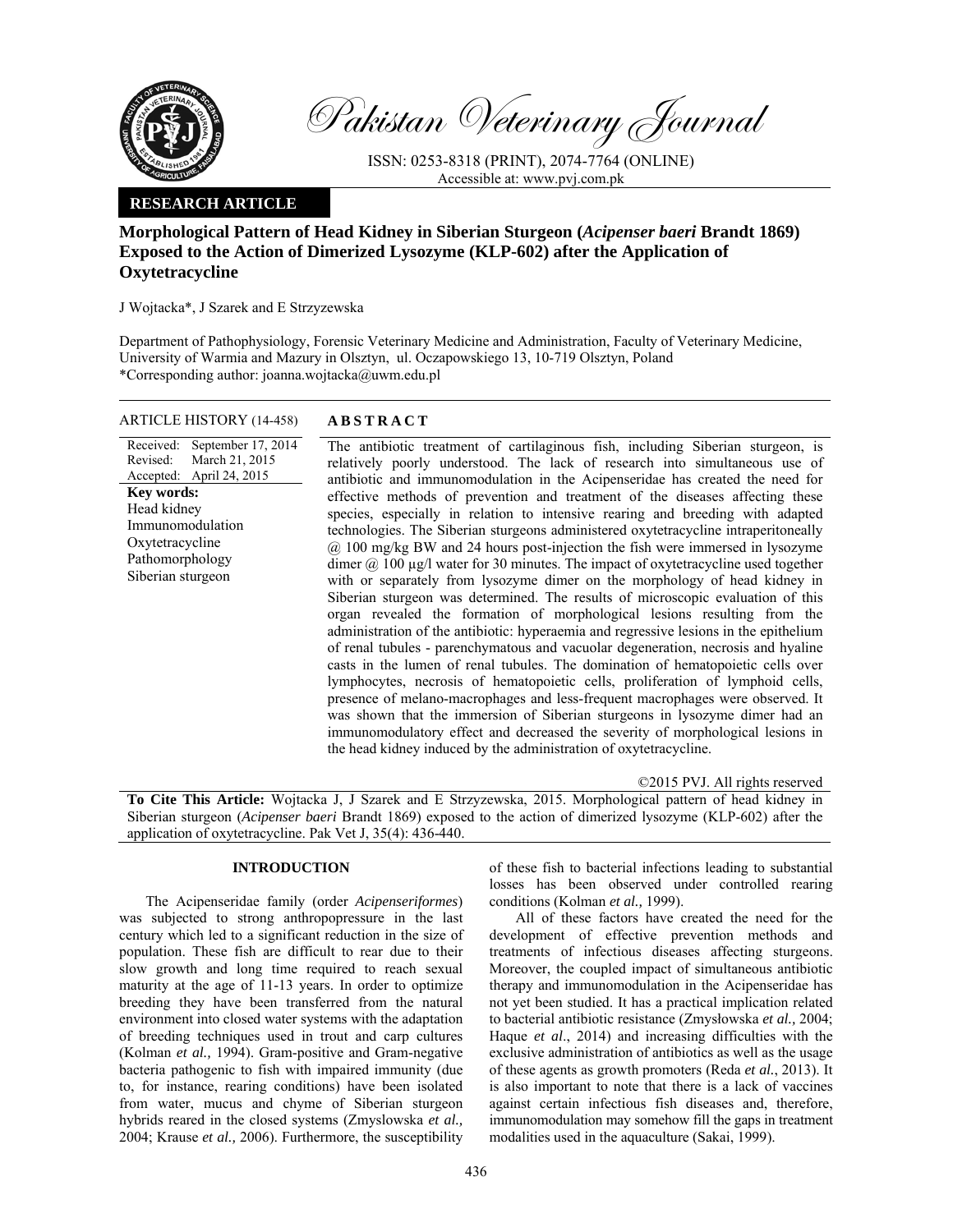# Pakistan Veterinary Journal

ISSN: 0253-8318 (PRINT), 2074-7764 (ONLINE)
Accessible at: www.pvj.com.pk

**RESEARCH ARTICLE**

## Morphological Pattern of Head Kidney in Siberian Sturgeon (*Acipenser baeri* Brandt 1869) Exposed to the Action of Dimerized Lysozyme (KLP-602) after the Application of Oxytetracycline

J Wojtacka*, J Szarek and E Strzyzewska

Department of Pathophysiology, Forensic Veterinary Medicine and Administration, Faculty of Veterinary Medicine, University of Warmia and Mazury in Olsztyn, ul. Oczapowskiego 13, 10-719 Olsztyn, Poland
*Corresponding author: joanna.wojtacka@uwm.edu.pl

**ARTICLE HISTORY** (14-458)

Received: September 17, 2014
Revised: March 21, 2015
Accepted: April 24, 2015

**Key words:**
Head kidney
Immunomodulation
Oxytetracycline
Pathomorphology
Siberian sturgeon

**ABSTRACT**

The antibiotic treatment of cartilaginous fish, including Siberian sturgeon, is relatively poorly understood. The lack of research into simultaneous use of antibiotic and immunomodulation in the Acipenseridae has created the need for effective methods of prevention and treatment of the diseases affecting these species, especially in relation to intensive rearing and breeding with adapted technologies. The Siberian sturgeons administered oxytetracycline intraperitoneally @ 100 mg/kg BW and 24 hours post-injection the fish were immersed in lysozyme dimer @ 100 µg/l water for 30 minutes. The impact of oxytetracycline used together with or separately from lysozyme dimer on the morphology of head kidney in Siberian sturgeon was determined. The results of microscopic evaluation of this organ revealed the formation of morphological lesions resulting from the administration of the antibiotic: hyperaemia and regressive lesions in the epithelium of renal tubules - parenchymatous and vacuolar degeneration, necrosis and hyaline casts in the lumen of renal tubules. The domination of hematopoietic cells over lymphocytes, necrosis of hematopoietic cells, proliferation of lymphoid cells, presence of melano-macrophages and less-frequent macrophages were observed. It was shown that the immersion of Siberian sturgeons in lysozyme dimer had an immunomodulatory effect and decreased the severity of morphological lesions in the head kidney induced by the administration of oxytetracycline.

©2015 PVJ. All rights reserved

**To Cite This Article:** Wojtacka J, J Szarek and E Strzyzewska, 2015. Morphological pattern of head kidney in Siberian sturgeon (*Acipenser baeri* Brandt 1869) exposed to the action of dimerized lysozyme (KLP-602) after the application of oxytetracycline. Pak Vet J, 35(4): 436-440.

## INTRODUCTION

The Acipenseridae family (order *Acipenseriformes*) was subjected to strong anthropopressure in the last century which led to a significant reduction in the size of population. These fish are difficult to rear due to their slow growth and long time required to reach sexual maturity at the age of 11-13 years. In order to optimize breeding they have been transferred from the natural environment into closed water systems with the adaptation of breeding techniques used in trout and carp cultures (Kolman *et al.,* 1994). Gram-positive and Gram-negative bacteria pathogenic to fish with impaired immunity (due to, for instance, rearing conditions) have been isolated from water, mucus and chyme of Siberian sturgeon hybrids reared in the closed systems (Zmyslowska *et al.,* 2004; Krause *et al.,* 2006). Furthermore, the susceptibility of these fish to bacterial infections leading to substantial losses has been observed under controlled rearing conditions (Kolman *et al.,* 1999).

All of these factors have created the need for the development of effective prevention methods and treatments of infectious diseases affecting sturgeons. Moreover, the coupled impact of simultaneous antibiotic therapy and immunomodulation in the Acipenseridae has not yet been studied. It has a practical implication related to bacterial antibiotic resistance (Zmysłowska *et al.,* 2004; Haque *et al*., 2014) and increasing difficulties with the exclusive administration of antibiotics as well as the usage of these agents as growth promoters (Reda *et al.*, 2013). It is also important to note that there is a lack of vaccines against certain infectious fish diseases and, therefore, immunomodulation may somehow fill the gaps in treatment modalities used in the aquaculture (Sakai, 1999).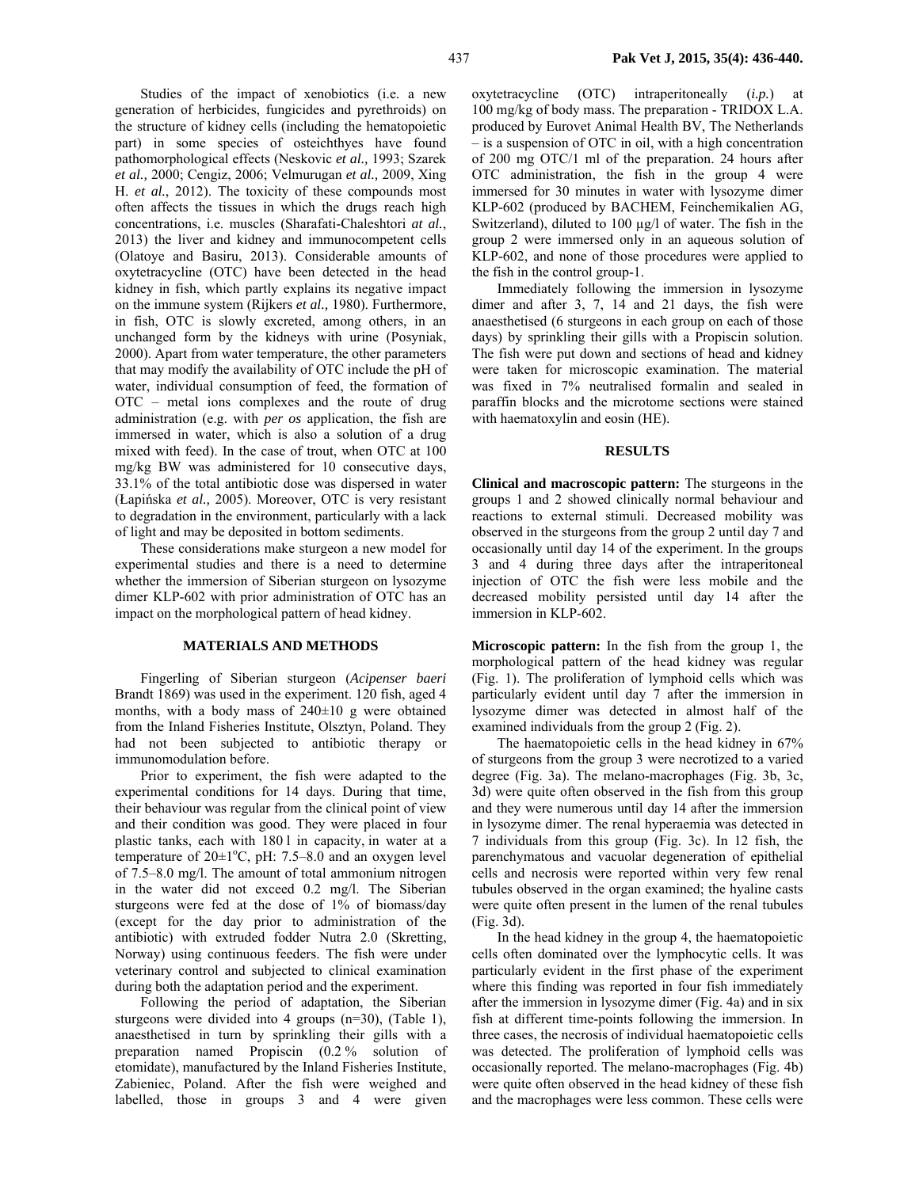Studies of the impact of xenobiotics (i.e. a new generation of herbicides, fungicides and pyrethroids) on the structure of kidney cells (including the hematopoietic part) in some species of osteichthyes have found pathomorphological effects (Neskovic *et al.,* 1993; Szarek *et al.,* 2000; Cengiz, 2006; Velmurugan *et al.,* 2009, Xing H. *et al.*, 2012). The toxicity of these compounds most often affects the tissues in which the drugs reach high concentrations, i.e. muscles (Sharafati-Chaleshtori *at al.*, 2013) the liver and kidney and immunocompetent cells (Olatoye and Basiru, 2013). Considerable amounts of oxytetracycline (OTC) have been detected in the head kidney in fish, which partly explains its negative impact on the immune system (Rijkers *et al.,* 1980). Furthermore, in fish, OTC is slowly excreted, among others, in an unchanged form by the kidneys with urine (Posyniak, 2000). Apart from water temperature, the other parameters that may modify the availability of OTC include the pH of water, individual consumption of feed, the formation of OTC – metal ions complexes and the route of drug administration (e.g. with *per os* application, the fish are immersed in water, which is also a solution of a drug mixed with feed). In the case of trout, when OTC at 100 mg/kg BW was administered for 10 consecutive days, 33.1% of the total antibiotic dose was dispersed in water (Łapińska *et al.,* 2005). Moreover, OTC is very resistant to degradation in the environment, particularly with a lack of light and may be deposited in bottom sediments.

These considerations make sturgeon a new model for experimental studies and there is a need to determine whether the immersion of Siberian sturgeon on lysozyme dimer KLP-602 with prior administration of OTC has an impact on the morphological pattern of head kidney.

## MATERIALS AND METHODS

Fingerling of Siberian sturgeon (*Acipenser baeri* Brandt 1869) was used in the experiment. 120 fish, aged 4 months, with a body mass of 240±10 g were obtained from the Inland Fisheries Institute, Olsztyn, Poland. They had not been subjected to antibiotic therapy or immunomodulation before.

Prior to experiment, the fish were adapted to the experimental conditions for 14 days. During that time, their behaviour was regular from the clinical point of view and their condition was good. They were placed in four plastic tanks, each with 180 l in capacity, in water at a temperature of 20±1°C, pH: 7.5–8.0 and an oxygen level of 7.5–8.0 mg/l. The amount of total ammonium nitrogen in the water did not exceed 0.2 mg/l. The Siberian sturgeons were fed at the dose of 1% of biomass/day (except for the day prior to administration of the antibiotic) with extruded fodder Nutra 2.0 (Skretting, Norway) using continuous feeders. The fish were under veterinary control and subjected to clinical examination during both the adaptation period and the experiment.

Following the period of adaptation, the Siberian sturgeons were divided into 4 groups (n=30), (Table 1), anaesthetised in turn by sprinkling their gills with a preparation named Propiscin (0.2 % solution of etomidate), manufactured by the Inland Fisheries Institute, Zabieniec, Poland. After the fish were weighed and labelled, those in groups 3 and 4 were given oxytetracycline (OTC) intraperitoneally (*i.p.*) at 100 mg/kg of body mass. The preparation - TRIDOX L.A. produced by Eurovet Animal Health BV, The Netherlands – is a suspension of OTC in oil, with a high concentration of 200 mg OTC/1 ml of the preparation. 24 hours after OTC administration, the fish in the group 4 were immersed for 30 minutes in water with lysozyme dimer KLP-602 (produced by BACHEM, Feinchemikalien AG, Switzerland), diluted to 100 µg/l of water. The fish in the group 2 were immersed only in an aqueous solution of KLP-602, and none of those procedures were applied to the fish in the control group-1.

Immediately following the immersion in lysozyme dimer and after 3, 7, 14 and 21 days, the fish were anaesthetised (6 sturgeons in each group on each of those days) by sprinkling their gills with a Propiscin solution. The fish were put down and sections of head and kidney were taken for microscopic examination. The material was fixed in 7% neutralised formalin and sealed in paraffin blocks and the microtome sections were stained with haematoxylin and eosin (HE).

## RESULTS

**Clinical and macroscopic pattern:** The sturgeons in the groups 1 and 2 showed clinically normal behaviour and reactions to external stimuli. Decreased mobility was observed in the sturgeons from the group 2 until day 7 and occasionally until day 14 of the experiment. In the groups 3 and 4 during three days after the intraperitoneal injection of OTC the fish were less mobile and the decreased mobility persisted until day 14 after the immersion in KLP-602.

**Microscopic pattern:** In the fish from the group 1, the morphological pattern of the head kidney was regular (Fig. 1). The proliferation of lymphoid cells which was particularly evident until day 7 after the immersion in lysozyme dimer was detected in almost half of the examined individuals from the group 2 (Fig. 2).

The haematopoietic cells in the head kidney in 67% of sturgeons from the group 3 were necrotized to a varied degree (Fig. 3a). The melano-macrophages (Fig. 3b, 3c, 3d) were quite often observed in the fish from this group and they were numerous until day 14 after the immersion in lysozyme dimer. The renal hyperaemia was detected in 7 individuals from this group (Fig. 3c). In 12 fish, the parenchymatous and vacuolar degeneration of epithelial cells and necrosis were reported within very few renal tubules observed in the organ examined; the hyaline casts were quite often present in the lumen of the renal tubules (Fig. 3d).

In the head kidney in the group 4, the haematopoietic cells often dominated over the lymphocytic cells. It was particularly evident in the first phase of the experiment where this finding was reported in four fish immediately after the immersion in lysozyme dimer (Fig. 4a) and in six fish at different time-points following the immersion. In three cases, the necrosis of individual haematopoietic cells was detected. The proliferation of lymphoid cells was occasionally reported. The melano-macrophages (Fig. 4b) were quite often observed in the head kidney of these fish and the macrophages were less common. These cells were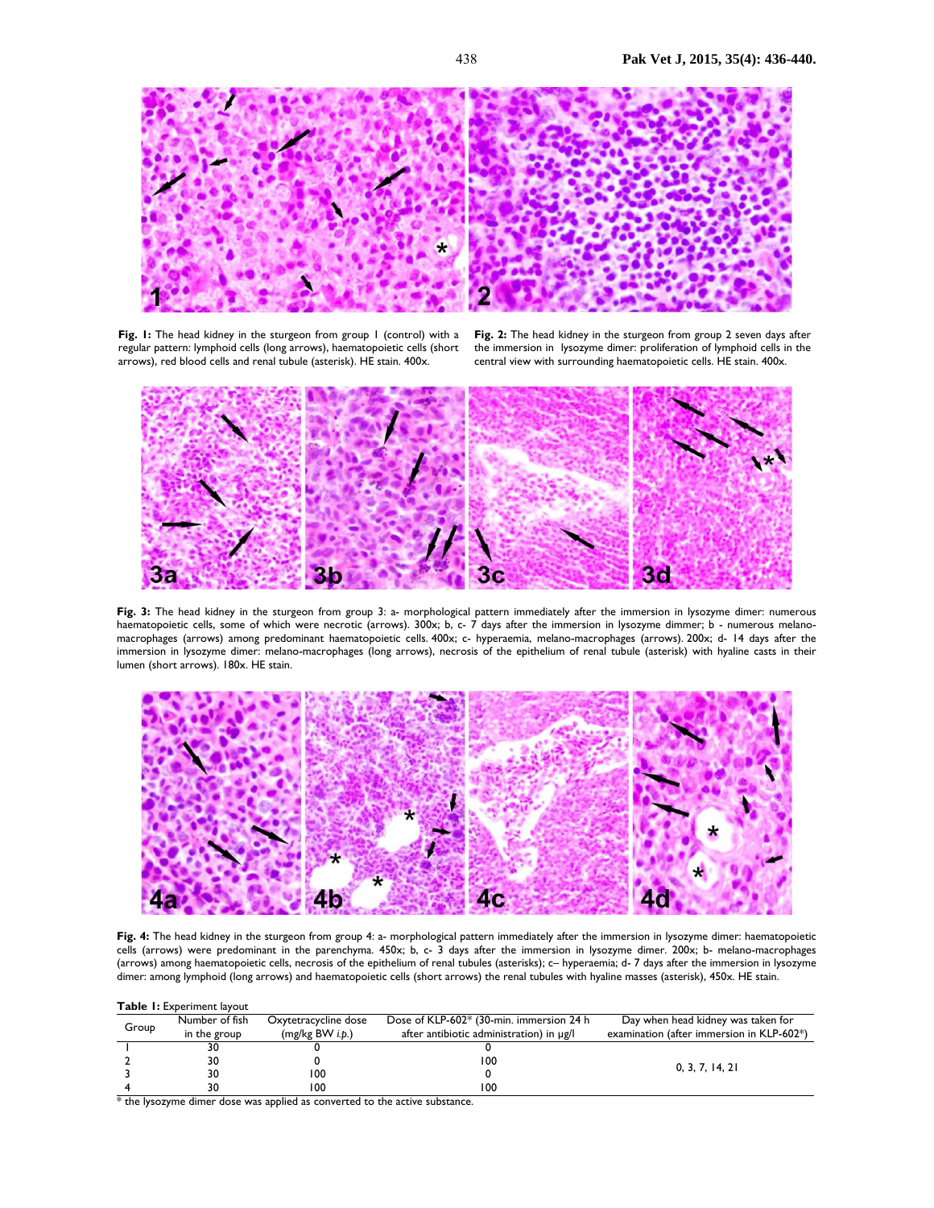**Fig. 1:** The head kidney in the sturgeon from group 1 (control) with a regular pattern: lymphoid cells (long arrows), haematopoietic cells (short arrows), red blood cells and renal tubule (asterisk). HE stain. 400x.

**Fig. 2:** The head kidney in the sturgeon from group 2 seven days after the immersion in lysozyme dimer: proliferation of lymphoid cells in the central view with surrounding haematopoietic cells. HE stain. 400x.

**Fig. 3:** The head kidney in the sturgeon from group 3: a- morphological pattern immediately after the immersion in lysozyme dimer: numerous haematopoietic cells, some of which were necrotic (arrows). 300x; b, c- 7 days after the immersion in lysozyme dimmer; b - numerous melano-macrophages (arrows) among predominant haematopoietic cells. 400x; c- hyperaemia, melano-macrophages (arrows). 200x; d- 14 days after the immersion in lysozyme dimer: melano-macrophages (long arrows), necrosis of the epithelium of renal tubule (asterisk) with hyaline casts in their lumen (short arrows). 180x. HE stain.

**Fig. 4:** The head kidney in the sturgeon from group 4: a- morphological pattern immediately after the immersion in lysozyme dimer: haematopoietic cells (arrows) were predominant in the parenchyma. 450x; b, c- 3 days after the immersion in lysozyme dimer. 200x; b- melano-macrophages (arrows) among haematopoietic cells, necrosis of the epithelium of renal tubules (asterisks); c– hyperaemia; d- 7 days after the immersion in lysozyme dimer: among lymphoid (long arrows) and haematopoietic cells (short arrows) the renal tubules with hyaline masses (asterisk), 450x. HE stain.

**Table 1:** Experiment layout

| Group | Number of fish in the group | Oxytetracycline dose (mg/kg BW *i.p.*) | Dose of KLP-602* (30-min. immersion 24 h after antibiotic administration) in µg/l | Day when head kidney was taken for examination (after immersion in KLP-602*) |
|---|---|---|---|---|
| 1 | 30 | 0 | 0 | 0, 3, 7, 14, 21 |
| 2 | 30 | 0 | 100 | |
| 3 | 30 | 100 | 0 | |
| 4 | 30 | 100 | 100 | |

* the lysozyme dimer dose was applied as converted to the active substance.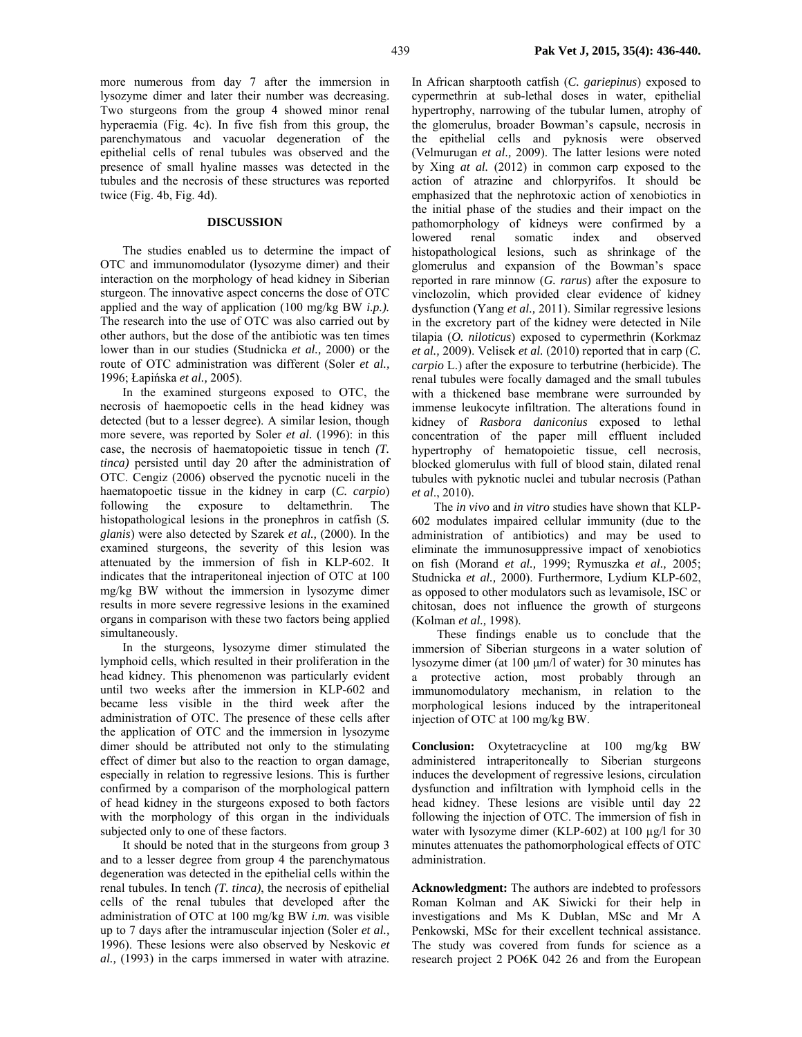more numerous from day 7 after the immersion in lysozyme dimer and later their number was decreasing. Two sturgeons from the group 4 showed minor renal hyperaemia (Fig. 4c). In five fish from this group, the parenchymatous and vacuolar degeneration of the epithelial cells of renal tubules was observed and the presence of small hyaline masses was detected in the tubules and the necrosis of these structures was reported twice (Fig. 4b, Fig. 4d).

## DISCUSSION

The studies enabled us to determine the impact of OTC and immunomodulator (lysozyme dimer) and their interaction on the morphology of head kidney in Siberian sturgeon. The innovative aspect concerns the dose of OTC applied and the way of application (100 mg/kg BW *i.p.).* The research into the use of OTC was also carried out by other authors, but the dose of the antibiotic was ten times lower than in our studies (Studnicka *et al.,* 2000) or the route of OTC administration was different (Soler *et al.,* 1996; Łapińska *et al.,* 2005).

In the examined sturgeons exposed to OTC, the necrosis of haemopoetic cells in the head kidney was detected (but to a lesser degree). A similar lesion, though more severe, was reported by Soler *et al.* (1996): in this case, the necrosis of haematopoietic tissue in tench *(T. tinca)* persisted until day 20 after the administration of OTC. Cengiz (2006) observed the pycnotic nuceli in the haematopoetic tissue in the kidney in carp (*C. carpio*) following the exposure to deltamethrin. The histopathological lesions in the pronephros in catfish (*S. glanis*) were also detected by Szarek *et al.,* (2000). In the examined sturgeons, the severity of this lesion was attenuated by the immersion of fish in KLP-602. It indicates that the intraperitoneal injection of OTC at 100 mg/kg BW without the immersion in lysozyme dimer results in more severe regressive lesions in the examined organs in comparison with these two factors being applied simultaneously.

In the sturgeons, lysozyme dimer stimulated the lymphoid cells, which resulted in their proliferation in the head kidney. This phenomenon was particularly evident until two weeks after the immersion in KLP-602 and became less visible in the third week after the administration of OTC. The presence of these cells after the application of OTC and the immersion in lysozyme dimer should be attributed not only to the stimulating effect of dimer but also to the reaction to organ damage, especially in relation to regressive lesions. This is further confirmed by a comparison of the morphological pattern of head kidney in the sturgeons exposed to both factors with the morphology of this organ in the individuals subjected only to one of these factors.

It should be noted that in the sturgeons from group 3 and to a lesser degree from group 4 the parenchymatous degeneration was detected in the epithelial cells within the renal tubules. In tench *(T. tinca)*, the necrosis of epithelial cells of the renal tubules that developed after the administration of OTC at 100 mg/kg BW *i.m.* was visible up to 7 days after the intramuscular injection (Soler *et al.,* 1996). These lesions were also observed by Neskovic *et al.,* (1993) in the carps immersed in water with atrazine. In African sharptooth catfish (*C. gariepinus*) exposed to cypermethrin at sub-lethal doses in water, epithelial hypertrophy, narrowing of the tubular lumen, atrophy of the glomerulus, broader Bowman's capsule, necrosis in the epithelial cells and pyknosis were observed (Velmurugan *et al.,* 2009). The latter lesions were noted by Xing *at al.* (2012) in common carp exposed to the action of atrazine and chlorpyrifos. It should be emphasized that the nephrotoxic action of xenobiotics in the initial phase of the studies and their impact on the pathomorphology of kidneys were confirmed by a lowered renal somatic index and observed histopathological lesions, such as shrinkage of the glomerulus and expansion of the Bowman's space reported in rare minnow (*G. rarus*) after the exposure to vinclozolin, which provided clear evidence of kidney dysfunction (Yang *et al.,* 2011). Similar regressive lesions in the excretory part of the kidney were detected in Nile tilapia (*O. niloticus*) exposed to cypermethrin (Korkmaz *et al.,* 2009). Velisek *et al.* (2010) reported that in carp (*C. carpio* L.) after the exposure to terbutrine (herbicide). The renal tubules were focally damaged and the small tubules with a thickened base membrane were surrounded by immense leukocyte infiltration. The alterations found in kidney of *Rasbora daniconius* exposed to lethal concentration of the paper mill effluent included hypertrophy of hematopoietic tissue, cell necrosis, blocked glomerulus with full of blood stain, dilated renal tubules with pyknotic nuclei and tubular necrosis (Pathan *et al*., 2010).

The *in vivo* and *in vitro* studies have shown that KLP-602 modulates impaired cellular immunity (due to the administration of antibiotics) and may be used to eliminate the immunosuppressive impact of xenobiotics on fish (Morand *et al.,* 1999; Rymuszka *et al.,* 2005; Studnicka *et al.,* 2000). Furthermore, Lydium KLP-602, as opposed to other modulators such as levamisole, ISC or chitosan, does not influence the growth of sturgeons (Kolman *et al.,* 1998).

These findings enable us to conclude that the immersion of Siberian sturgeons in a water solution of lysozyme dimer (at 100 µm/l of water) for 30 minutes has a protective action, most probably through an immunomodulatory mechanism, in relation to the morphological lesions induced by the intraperitoneal injection of OTC at 100 mg/kg BW.

**Conclusion:** Oxytetracycline at 100 mg/kg BW administered intraperitoneally to Siberian sturgeons induces the development of regressive lesions, circulation dysfunction and infiltration with lymphoid cells in the head kidney. These lesions are visible until day 22 following the injection of OTC. The immersion of fish in water with lysozyme dimer (KLP-602) at 100 µg/l for 30 minutes attenuates the pathomorphological effects of OTC administration.

**Acknowledgment:** The authors are indebted to professors Roman Kolman and AK Siwicki for their help in investigations and Ms K Dublan, MSc and Mr A Penkowski, MSc for their excellent technical assistance. The study was covered from funds for science as a research project 2 PO6K 042 26 and from the European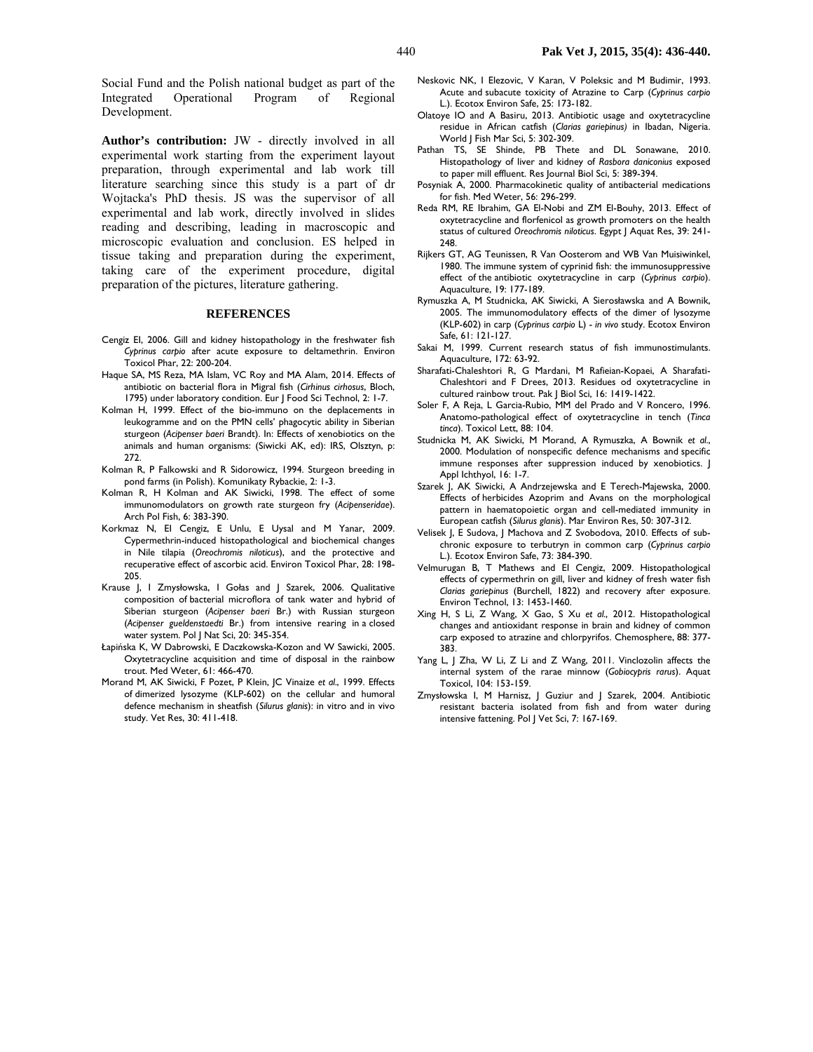Social Fund and the Polish national budget as part of the Integrated Operational Program of Regional Development.

**Author's contribution:** JW - directly involved in all experimental work starting from the experiment layout preparation, through experimental and lab work till literature searching since this study is a part of dr Wojtacka's PhD thesis. JS was the supervisor of all experimental and lab work, directly involved in slides reading and describing, leading in macroscopic and microscopic evaluation and conclusion. ES helped in tissue taking and preparation during the experiment, taking care of the experiment procedure, digital preparation of the pictures, literature gathering.

## REFERENCES

Cengiz EI, 2006. Gill and kidney histopathology in the freshwater fish *Cyprinus carpio* after acute exposure to deltamethrin. Environ Toxicol Phar, 22: 200-204.

Haque SA, MS Reza, MA Islam, VC Roy and MA Alam, 2014. Effects of antibiotic on bacterial flora in Migral fish (*Cirhinus cirhosus*, Bloch, 1795) under laboratory condition. Eur J Food Sci Technol, 2: 1-7.

Kolman H, 1999. Effect of the bio-immuno on the deplacements in leukogramme and on the PMN cells' phagocytic ability in Siberian sturgeon (*Acipenser baeri* Brandt). In: Effects of xenobiotics on the animals and human organisms: (Siwicki AK, ed): IRS, Olsztyn, p: 272.

Kolman R, P Falkowski and R Sidorowicz, 1994. Sturgeon breeding in pond farms (in Polish). Komunikaty Rybackie, 2: 1-3.

Kolman R, H Kolman and AK Siwicki, 1998. The effect of some immunomodulators on growth rate sturgeon fry (*Acipenseridae*). Arch Pol Fish, 6: 383-390.

Korkmaz N, EI Cengiz, E Unlu, E Uysal and M Yanar, 2009. Cypermethrin-induced histopathological and biochemical changes in Nile tilapia (*Oreochromis niloticus*), and the protective and recuperative effect of ascorbic acid. Environ Toxicol Phar, 28: 198-205.

Krause J, I Zmysłowska, I Gołas and J Szarek, 2006. Qualitative composition of bacterial microflora of tank water and hybrid of Siberian sturgeon (*Acipenser baeri* Br.) with Russian sturgeon (*Acipenser gueldenstaedti* Br.) from intensive rearing in a closed water system. Pol J Nat Sci, 20: 345-354.

Łapińska K, W Dabrowski, E Daczkowska-Kozon and W Sawicki, 2005. Oxytetracycline acquisition and time of disposal in the rainbow trout. Med Weter, 61: 466-470.

Morand M, AK Siwicki, F Pozet, P Klein, JC Vinaize *et al.*, 1999. Effects of dimerized lysozyme (KLP-602) on the cellular and humoral defence mechanism in sheatfish (*Silurus glanis*): in vitro and in vivo study. Vet Res, 30: 411-418.

Neskovic NK, I Elezovic, V Karan, V Poleksic and M Budimir, 1993. Acute and subacute toxicity of Atrazine to Carp (*Cyprinus carpio* L.). Ecotox Environ Safe, 25: 173-182.

Olatoye IO and A Basiru, 2013. Antibiotic usage and oxytetracycline residue in African catfish (*Clarias gariepinus)* in Ibadan, Nigeria. World J Fish Mar Sci, 5: 302-309.

Pathan TS, SE Shinde, PB Thete and DL Sonawane, 2010. Histopathology of liver and kidney of *Rasbora daniconius* exposed to paper mill effluent. Res Journal Biol Sci, 5: 389-394.

Posyniak A, 2000. Pharmacokinetic quality of antibacterial medications for fish. Med Weter, 56: 296-299.

Reda RM, RE Ibrahim, GA El-Nobi and ZM El-Bouhy, 2013. Effect of oxytetracycline and florfenicol as growth promoters on the health status of cultured *Oreochromis niloticus*. Egypt J Aquat Res, 39: 241-248.

Rijkers GT, AG Teunissen, R Van Oosterom and WB Van Muisiwinkel, 1980. The immune system of cyprinid fish: the immunosuppressive effect of the antibiotic oxytetracycline in carp (*Cyprinus carpio*). Aquaculture, 19: 177-189.

Rymuszka A, M Studnicka, AK Siwicki, A Sierosławska and A Bownik, 2005. The immunomodulatory effects of the dimer of lysozyme (KLP-602) in carp (*Cyprinus carpio* L) - *in vivo* study. Ecotox Environ Safe, 61: 121-127.

Sakai M, 1999. Current research status of fish immunostimulants. Aquaculture, 172: 63-92.

Sharafati-Chaleshtori R, G Mardani, M Rafieian-Kopaei, A Sharafati-Chaleshtori and F Drees, 2013. Residues od oxytetracycline in cultured rainbow trout. Pak J Biol Sci, 16: 1419-1422.

Soler F, A Reja, L Garcia-Rubio, MM del Prado and V Roncero, 1996. Anatomo-pathological effect of oxytetracycline in tench (*Tinca tinca*). Toxicol Lett, 88: 104.

Studnicka M, AK Siwicki, M Morand, A Rymuszka, A Bownik *et al.*, 2000. Modulation of nonspecific defence mechanisms and specific immune responses after suppression induced by xenobiotics. J Appl Ichthyol, 16: 1-7.

Szarek J, AK Siwicki, A Andrzejewska and E Terech-Majewska, 2000. Effects of herbicides Azoprim and Avans on the morphological pattern in haematopoietic organ and cell-mediated immunity in European catfish (*Silurus glanis*). Mar Environ Res, 50: 307-312.

Velisek J, E Sudova, J Machova and Z Svobodova, 2010. Effects of sub-chronic exposure to terbutryn in common carp (*Cyprinus carpio* L.). Ecotox Environ Safe, 73: 384-390.

Velmurugan B, T Mathews and EI Cengiz, 2009. Histopathological effects of cypermethrin on gill, liver and kidney of fresh water fish *Clarias gariepinus* (Burchell, 1822) and recovery after exposure. Environ Technol, 13: 1453-1460.

Xing H, S Li, Z Wang, X Gao, S Xu *et al.*, 2012. Histopathological changes and antioxidant response in brain and kidney of common carp exposed to atrazine and chlorpyrifos. Chemosphere, 88: 377-383.

Yang L, J Zha, W Li, Z Li and Z Wang, 2011. Vinclozolin affects the internal system of the rarae minnow (*Gobiocypris rarus*). Aquat Toxicol, 104: 153-159.

Zmysłowska I, M Harnisz, J Guziur and J Szarek, 2004. Antibiotic resistant bacteria isolated from fish and from water during intensive fattening. Pol J Vet Sci, 7: 167-169.